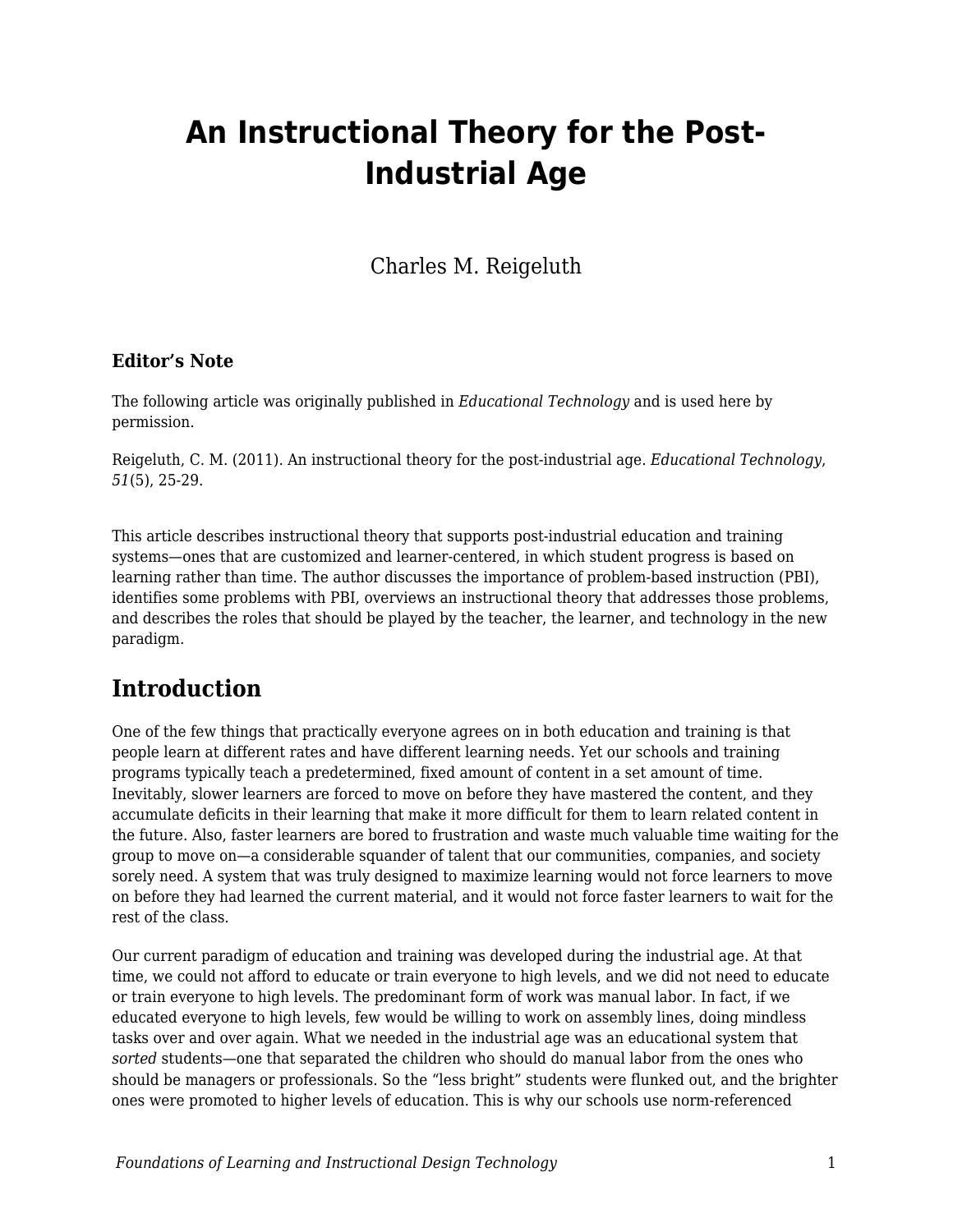# An Instructional Theory for the Post-Industrial Age

Charles M. Reigeluth

**Editor's Note**

The following article was originally published in *Educational Technology* and is used here by permission.

Reigeluth, C. M. (2011). An instructional theory for the post-industrial age. *Educational Technology*, *51*(5), 25-29.

This article describes instructional theory that supports post-industrial education and training systems—ones that are customized and learner-centered, in which student progress is based on learning rather than time. The author discusses the importance of problem-based instruction (PBI), identifies some problems with PBI, overviews an instructional theory that addresses those problems, and describes the roles that should be played by the teacher, the learner, and technology in the new paradigm.

## Introduction

One of the few things that practically everyone agrees on in both education and training is that people learn at different rates and have different learning needs. Yet our schools and training programs typically teach a predetermined, fixed amount of content in a set amount of time. Inevitably, slower learners are forced to move on before they have mastered the content, and they accumulate deficits in their learning that make it more difficult for them to learn related content in the future. Also, faster learners are bored to frustration and waste much valuable time waiting for the group to move on—a considerable squander of talent that our communities, companies, and society sorely need. A system that was truly designed to maximize learning would not force learners to move on before they had learned the current material, and it would not force faster learners to wait for the rest of the class.

Our current paradigm of education and training was developed during the industrial age. At that time, we could not afford to educate or train everyone to high levels, and we did not need to educate or train everyone to high levels. The predominant form of work was manual labor. In fact, if we educated everyone to high levels, few would be willing to work on assembly lines, doing mindless tasks over and over again. What we needed in the industrial age was an educational system that *sorted* students—one that separated the children who should do manual labor from the ones who should be managers or professionals. So the "less bright" students were flunked out, and the brighter ones were promoted to higher levels of education. This is why our schools use norm-referenced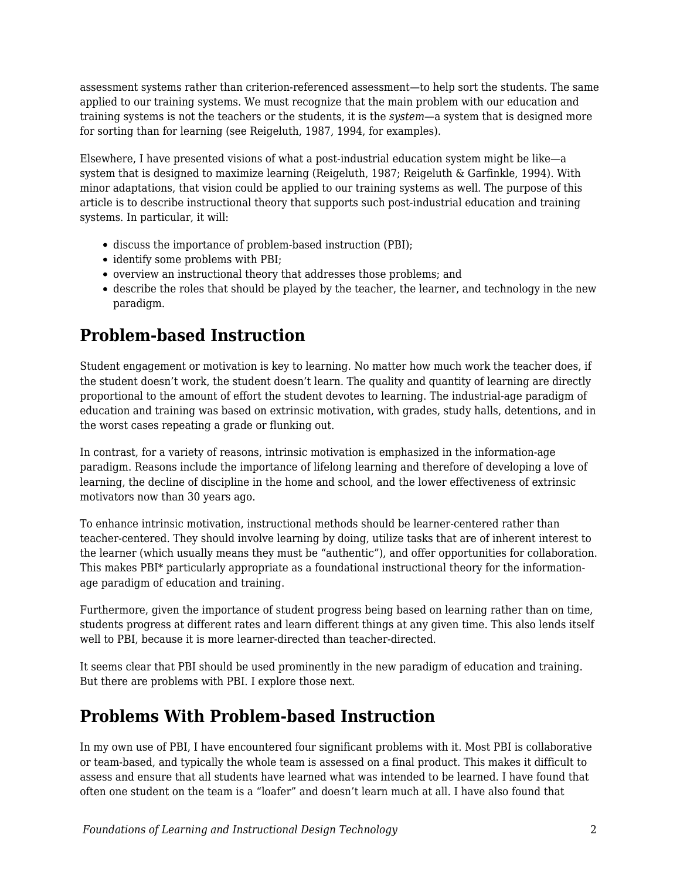assessment systems rather than criterion-referenced assessment—to help sort the students. The same applied to our training systems. We must recognize that the main problem with our education and training systems is not the teachers or the students, it is the *system*—a system that is designed more for sorting than for learning (see Reigeluth, 1987, 1994, for examples).

Elsewhere, I have presented visions of what a post-industrial education system might be like—a system that is designed to maximize learning (Reigeluth, 1987; Reigeluth & Garfinkle, 1994). With minor adaptations, that vision could be applied to our training systems as well. The purpose of this article is to describe instructional theory that supports such post-industrial education and training systems. In particular, it will:

- discuss the importance of problem-based instruction (PBI);
- identify some problems with PBI;
- overview an instructional theory that addresses those problems; and
- describe the roles that should be played by the teacher, the learner, and technology in the new paradigm.

## Problem-based Instruction

Student engagement or motivation is key to learning. No matter how much work the teacher does, if the student doesn't work, the student doesn't learn. The quality and quantity of learning are directly proportional to the amount of effort the student devotes to learning. The industrial-age paradigm of education and training was based on extrinsic motivation, with grades, study halls, detentions, and in the worst cases repeating a grade or flunking out.

In contrast, for a variety of reasons, intrinsic motivation is emphasized in the information-age paradigm. Reasons include the importance of lifelong learning and therefore of developing a love of learning, the decline of discipline in the home and school, and the lower effectiveness of extrinsic motivators now than 30 years ago.

To enhance intrinsic motivation, instructional methods should be learner-centered rather than teacher-centered. They should involve learning by doing, utilize tasks that are of inherent interest to the learner (which usually means they must be "authentic"), and offer opportunities for collaboration. This makes PBI* particularly appropriate as a foundational instructional theory for the information-age paradigm of education and training.

Furthermore, given the importance of student progress being based on learning rather than on time, students progress at different rates and learn different things at any given time. This also lends itself well to PBI, because it is more learner-directed than teacher-directed.

It seems clear that PBI should be used prominently in the new paradigm of education and training. But there are problems with PBI. I explore those next.

## Problems With Problem-based Instruction

In my own use of PBI, I have encountered four significant problems with it. Most PBI is collaborative or team-based, and typically the whole team is assessed on a final product. This makes it difficult to assess and ensure that all students have learned what was intended to be learned. I have found that often one student on the team is a "loafer" and doesn't learn much at all. I have also found that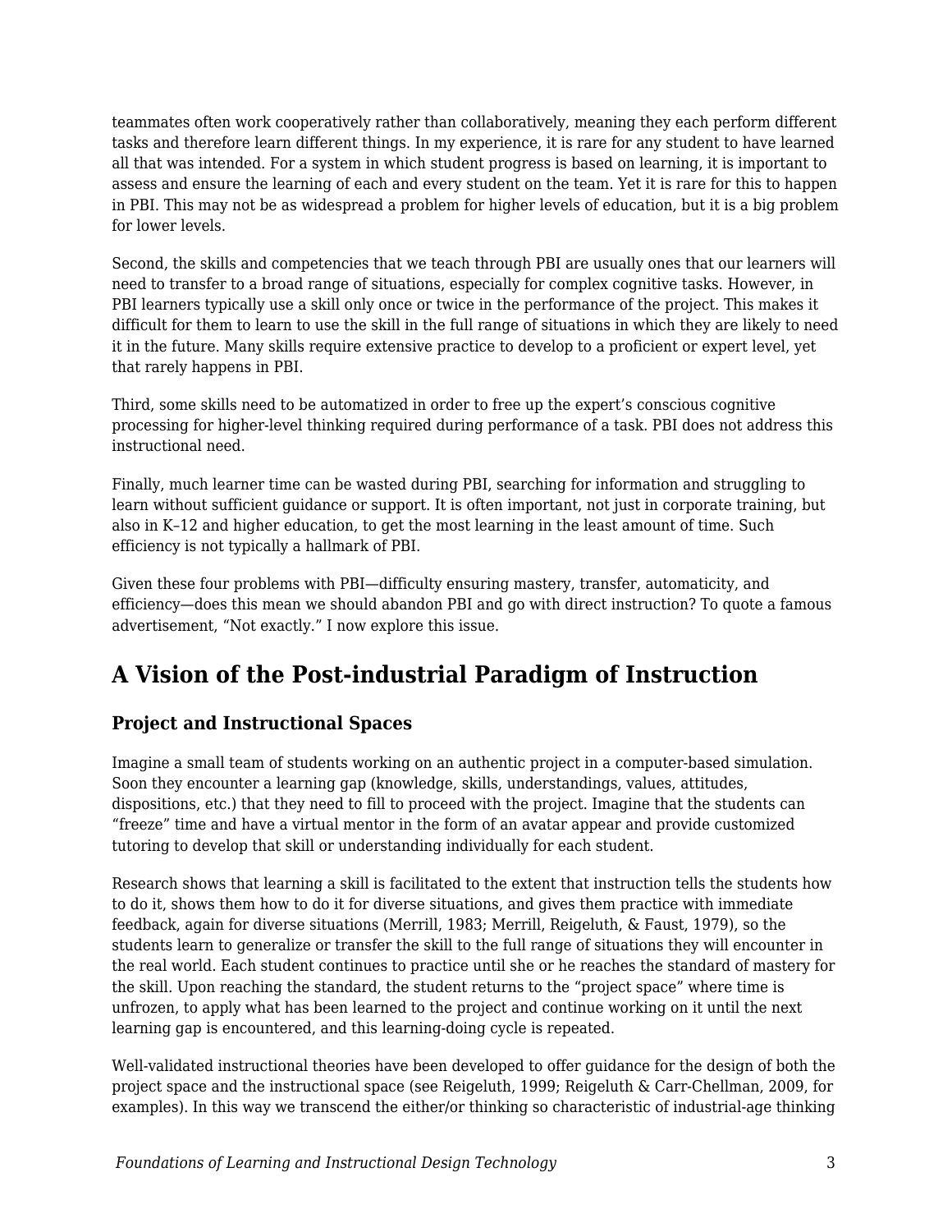teammates often work cooperatively rather than collaboratively, meaning they each perform different tasks and therefore learn different things. In my experience, it is rare for any student to have learned all that was intended. For a system in which student progress is based on learning, it is important to assess and ensure the learning of each and every student on the team. Yet it is rare for this to happen in PBI. This may not be as widespread a problem for higher levels of education, but it is a big problem for lower levels.

Second, the skills and competencies that we teach through PBI are usually ones that our learners will need to transfer to a broad range of situations, especially for complex cognitive tasks. However, in PBI learners typically use a skill only once or twice in the performance of the project. This makes it difficult for them to learn to use the skill in the full range of situations in which they are likely to need it in the future. Many skills require extensive practice to develop to a proficient or expert level, yet that rarely happens in PBI.

Third, some skills need to be automatized in order to free up the expert's conscious cognitive processing for higher-level thinking required during performance of a task. PBI does not address this instructional need.

Finally, much learner time can be wasted during PBI, searching for information and struggling to learn without sufficient guidance or support. It is often important, not just in corporate training, but also in K–12 and higher education, to get the most learning in the least amount of time. Such efficiency is not typically a hallmark of PBI.

Given these four problems with PBI—difficulty ensuring mastery, transfer, automaticity, and efficiency—does this mean we should abandon PBI and go with direct instruction? To quote a famous advertisement, "Not exactly." I now explore this issue.

## A Vision of the Post-industrial Paradigm of Instruction

### Project and Instructional Spaces

Imagine a small team of students working on an authentic project in a computer-based simulation. Soon they encounter a learning gap (knowledge, skills, understandings, values, attitudes, dispositions, etc.) that they need to fill to proceed with the project. Imagine that the students can "freeze" time and have a virtual mentor in the form of an avatar appear and provide customized tutoring to develop that skill or understanding individually for each student.

Research shows that learning a skill is facilitated to the extent that instruction tells the students how to do it, shows them how to do it for diverse situations, and gives them practice with immediate feedback, again for diverse situations (Merrill, 1983; Merrill, Reigeluth, & Faust, 1979), so the students learn to generalize or transfer the skill to the full range of situations they will encounter in the real world. Each student continues to practice until she or he reaches the standard of mastery for the skill. Upon reaching the standard, the student returns to the "project space" where time is unfrozen, to apply what has been learned to the project and continue working on it until the next learning gap is encountered, and this learning-doing cycle is repeated.

Well-validated instructional theories have been developed to offer guidance for the design of both the project space and the instructional space (see Reigeluth, 1999; Reigeluth & Carr-Chellman, 2009, for examples). In this way we transcend the either/or thinking so characteristic of industrial-age thinking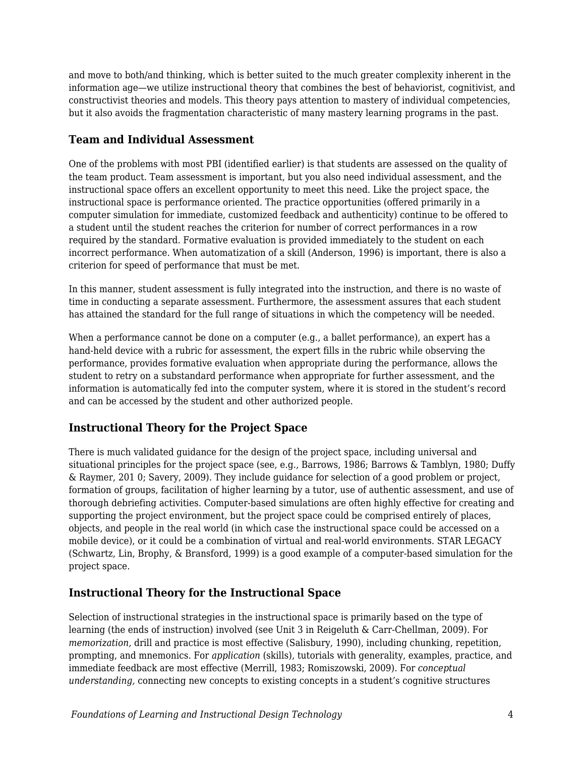and move to both/and thinking, which is better suited to the much greater complexity inherent in the information age—we utilize instructional theory that combines the best of behaviorist, cognitivist, and constructivist theories and models. This theory pays attention to mastery of individual competencies, but it also avoids the fragmentation characteristic of many mastery learning programs in the past.

## Team and Individual Assessment

One of the problems with most PBI (identified earlier) is that students are assessed on the quality of the team product. Team assessment is important, but you also need individual assessment, and the instructional space offers an excellent opportunity to meet this need. Like the project space, the instructional space is performance oriented. The practice opportunities (offered primarily in a computer simulation for immediate, customized feedback and authenticity) continue to be offered to a student until the student reaches the criterion for number of correct performances in a row required by the standard. Formative evaluation is provided immediately to the student on each incorrect performance. When automatization of a skill (Anderson, 1996) is important, there is also a criterion for speed of performance that must be met.

In this manner, student assessment is fully integrated into the instruction, and there is no waste of time in conducting a separate assessment. Furthermore, the assessment assures that each student has attained the standard for the full range of situations in which the competency will be needed.

When a performance cannot be done on a computer (e.g., a ballet performance), an expert has a hand-held device with a rubric for assessment, the expert fills in the rubric while observing the performance, provides formative evaluation when appropriate during the performance, allows the student to retry on a substandard performance when appropriate for further assessment, and the information is automatically fed into the computer system, where it is stored in the student's record and can be accessed by the student and other authorized people.

## Instructional Theory for the Project Space

There is much validated guidance for the design of the project space, including universal and situational principles for the project space (see, e.g., Barrows, 1986; Barrows & Tamblyn, 1980; Duffy & Raymer, 201 0; Savery, 2009). They include guidance for selection of a good problem or project, formation of groups, facilitation of higher learning by a tutor, use of authentic assessment, and use of thorough debriefing activities. Computer-based simulations are often highly effective for creating and supporting the project environment, but the project space could be comprised entirely of places, objects, and people in the real world (in which case the instructional space could be accessed on a mobile device), or it could be a combination of virtual and real-world environments. STAR LEGACY (Schwartz, Lin, Brophy, & Bransford, 1999) is a good example of a computer-based simulation for the project space.

## Instructional Theory for the Instructional Space

Selection of instructional strategies in the instructional space is primarily based on the type of learning (the ends of instruction) involved (see Unit 3 in Reigeluth & Carr-Chellman, 2009). For *memorization,* drill and practice is most effective (Salisbury, 1990), including chunking, repetition, prompting, and mnemonics. For *application* (skills), tutorials with generality, examples, practice, and immediate feedback are most effective (Merrill, 1983; Romiszowski, 2009). For *conceptual understanding,* connecting new concepts to existing concepts in a student's cognitive structures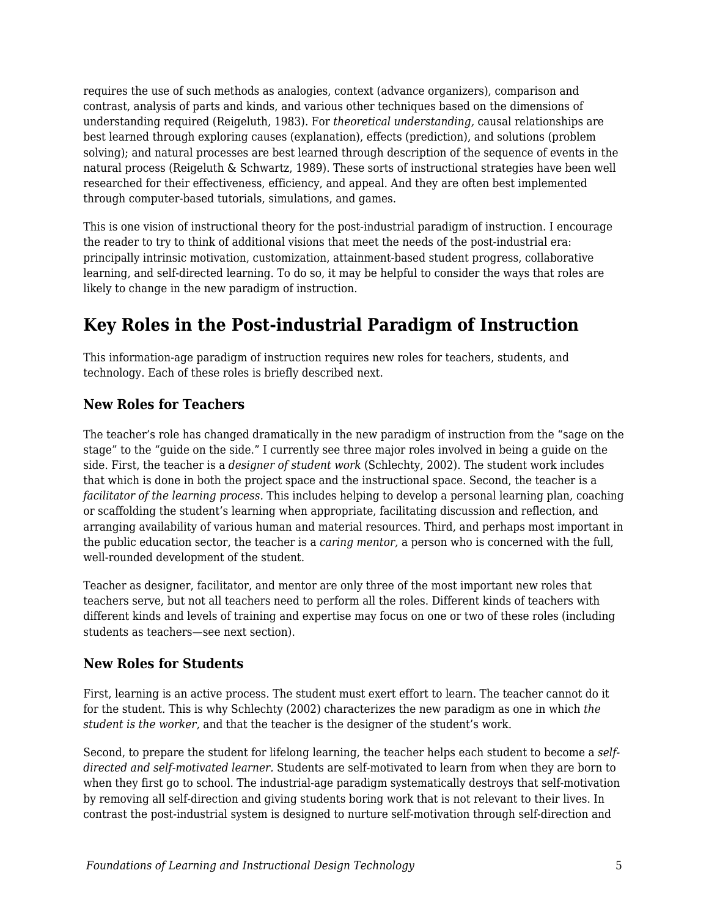requires the use of such methods as analogies, context (advance organizers), comparison and contrast, analysis of parts and kinds, and various other techniques based on the dimensions of understanding required (Reigeluth, 1983). For *theoretical understanding,* causal relationships are best learned through exploring causes (explanation), effects (prediction), and solutions (problem solving); and natural processes are best learned through description of the sequence of events in the natural process (Reigeluth & Schwartz, 1989). These sorts of instructional strategies have been well researched for their effectiveness, efficiency, and appeal. And they are often best implemented through computer-based tutorials, simulations, and games.

This is one vision of instructional theory for the post-industrial paradigm of instruction. I encourage the reader to try to think of additional visions that meet the needs of the post-industrial era: principally intrinsic motivation, customization, attainment-based student progress, collaborative learning, and self-directed learning. To do so, it may be helpful to consider the ways that roles are likely to change in the new paradigm of instruction.

## Key Roles in the Post-industrial Paradigm of Instruction

This information-age paradigm of instruction requires new roles for teachers, students, and technology. Each of these roles is briefly described next.

### New Roles for Teachers

The teacher's role has changed dramatically in the new paradigm of instruction from the "sage on the stage" to the "guide on the side." I currently see three major roles involved in being a guide on the side. First, the teacher is a *designer of student work* (Schlechty, 2002). The student work includes that which is done in both the project space and the instructional space. Second, the teacher is a *facilitator of the learning process.* This includes helping to develop a personal learning plan, coaching or scaffolding the student's learning when appropriate, facilitating discussion and reflection, and arranging availability of various human and material resources. Third, and perhaps most important in the public education sector, the teacher is a *caring mentor,* a person who is concerned with the full, well-rounded development of the student.

Teacher as designer, facilitator, and mentor are only three of the most important new roles that teachers serve, but not all teachers need to perform all the roles. Different kinds of teachers with different kinds and levels of training and expertise may focus on one or two of these roles (including students as teachers—see next section).

### New Roles for Students

First, learning is an active process. The student must exert effort to learn. The teacher cannot do it for the student. This is why Schlechty (2002) characterizes the new paradigm as one in which *the student is the worker,* and that the teacher is the designer of the student's work.

Second, to prepare the student for lifelong learning, the teacher helps each student to become a *self-directed and self-motivated learner.* Students are self-motivated to learn from when they are born to when they first go to school. The industrial-age paradigm systematically destroys that self-motivation by removing all self-direction and giving students boring work that is not relevant to their lives. In contrast the post-industrial system is designed to nurture self-motivation through self-direction and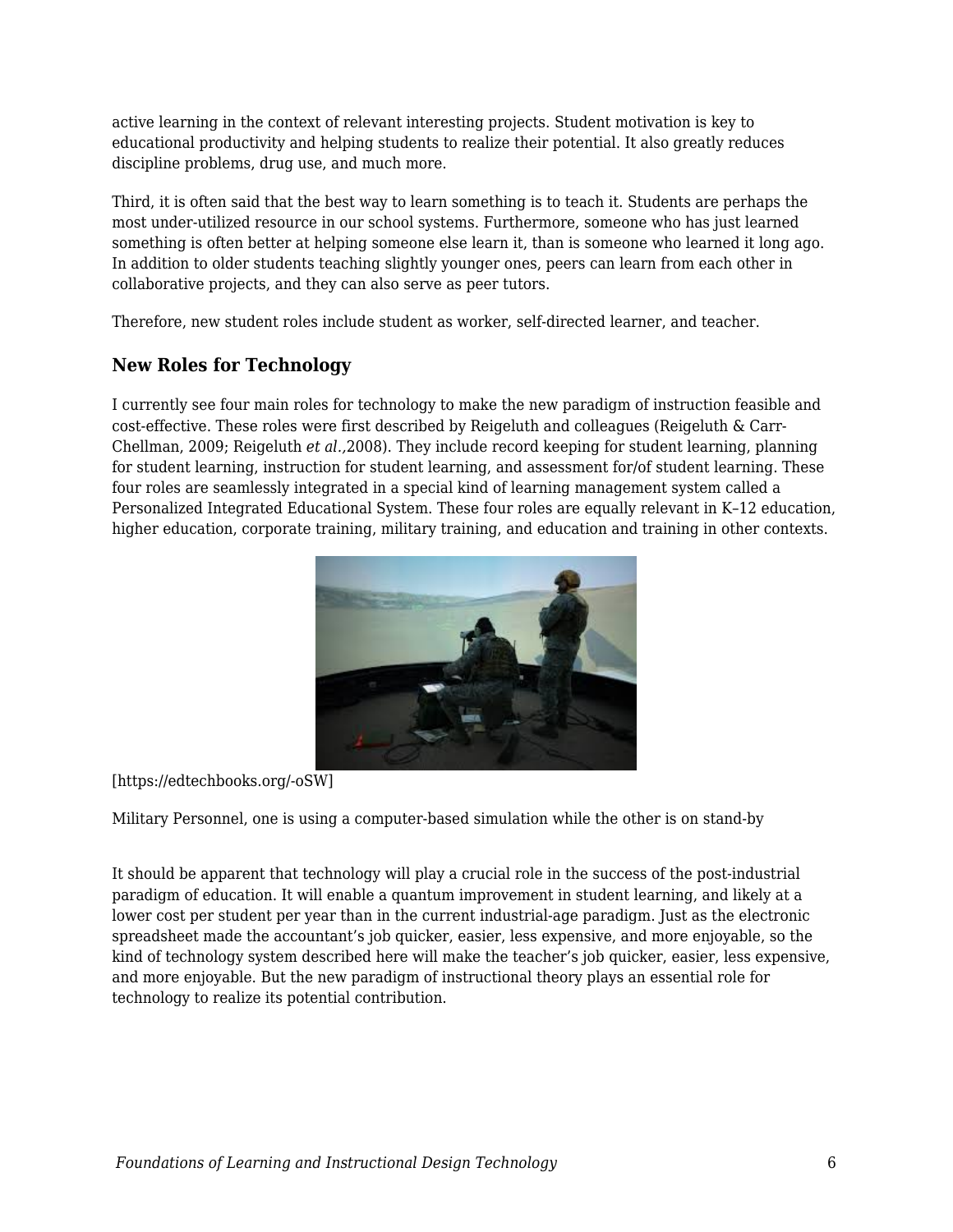active learning in the context of relevant interesting projects. Student motivation is key to educational productivity and helping students to realize their potential. It also greatly reduces discipline problems, drug use, and much more.

Third, it is often said that the best way to learn something is to teach it. Students are perhaps the most under-utilized resource in our school systems. Furthermore, someone who has just learned something is often better at helping someone else learn it, than is someone who learned it long ago. In addition to older students teaching slightly younger ones, peers can learn from each other in collaborative projects, and they can also serve as peer tutors.

Therefore, new student roles include student as worker, self-directed learner, and teacher.

### New Roles for Technology

I currently see four main roles for technology to make the new paradigm of instruction feasible and cost-effective. These roles were first described by Reigeluth and colleagues (Reigeluth & Carr-Chellman, 2009; Reigeluth *et al.*,2008). They include record keeping for student learning, planning for student learning, instruction for student learning, and assessment for/of student learning. These four roles are seamlessly integrated in a special kind of learning management system called a Personalized Integrated Educational System. These four roles are equally relevant in K–12 education, higher education, corporate training, military training, and education and training in other contexts.

[https://edtechbooks.org/-oSW]

Military Personnel, one is using a computer-based simulation while the other is on stand-by

It should be apparent that technology will play a crucial role in the success of the post-industrial paradigm of education. It will enable a quantum improvement in student learning, and likely at a lower cost per student per year than in the current industrial-age paradigm. Just as the electronic spreadsheet made the accountant's job quicker, easier, less expensive, and more enjoyable, so the kind of technology system described here will make the teacher's job quicker, easier, less expensive, and more enjoyable. But the new paradigm of instructional theory plays an essential role for technology to realize its potential contribution.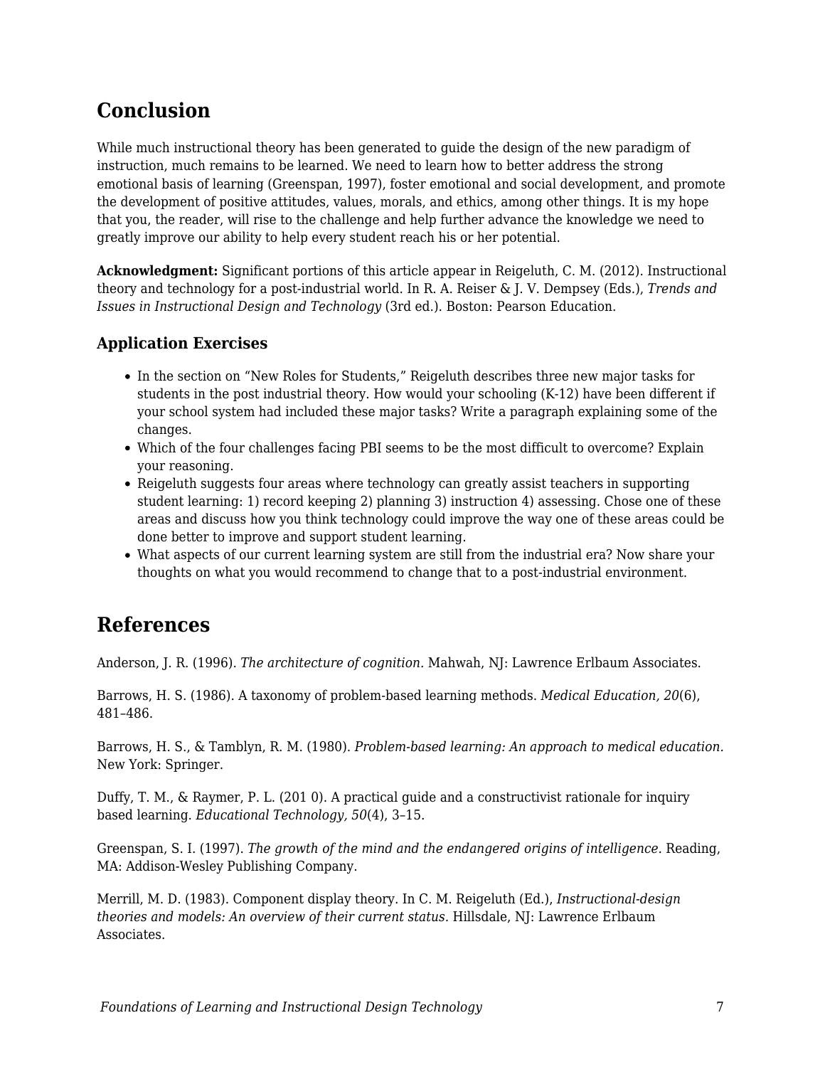## Conclusion

While much instructional theory has been generated to guide the design of the new paradigm of instruction, much remains to be learned. We need to learn how to better address the strong emotional basis of learning (Greenspan, 1997), foster emotional and social development, and promote the development of positive attitudes, values, morals, and ethics, among other things. It is my hope that you, the reader, will rise to the challenge and help further advance the knowledge we need to greatly improve our ability to help every student reach his or her potential.

**Acknowledgment:** Significant portions of this article appear in Reigeluth, C. M. (2012). Instructional theory and technology for a post-industrial world. In R. A. Reiser & J. V. Dempsey (Eds.), *Trends and Issues in Instructional Design and Technology* (3rd ed.). Boston: Pearson Education.

### Application Exercises

- In the section on "New Roles for Students," Reigeluth describes three new major tasks for students in the post industrial theory. How would your schooling (K-12) have been different if your school system had included these major tasks? Write a paragraph explaining some of the changes.
- Which of the four challenges facing PBI seems to be the most difficult to overcome? Explain your reasoning.
- Reigeluth suggests four areas where technology can greatly assist teachers in supporting student learning: 1) record keeping 2) planning 3) instruction 4) assessing. Chose one of these areas and discuss how you think technology could improve the way one of these areas could be done better to improve and support student learning.
- What aspects of our current learning system are still from the industrial era? Now share your thoughts on what you would recommend to change that to a post-industrial environment.

## References

Anderson, J. R. (1996). *The architecture of cognition.* Mahwah, NJ: Lawrence Erlbaum Associates.

Barrows, H. S. (1986). A taxonomy of problem-based learning methods. *Medical Education, 20*(6), 481–486.

Barrows, H. S., & Tamblyn, R. M. (1980). *Problem-based learning: An approach to medical education.* New York: Springer.

Duffy, T. M., & Raymer, P. L. (201 0). A practical guide and a constructivist rationale for inquiry based learning. *Educational Technology, 50*(4), 3–15.

Greenspan, S. I. (1997). *The growth of the mind and the endangered origins of intelligence.* Reading, MA: Addison-Wesley Publishing Company.

Merrill, M. D. (1983). Component display theory. In C. M. Reigeluth (Ed.), *Instructional-design theories and models: An overview of their current status.* Hillsdale, NJ: Lawrence Erlbaum Associates.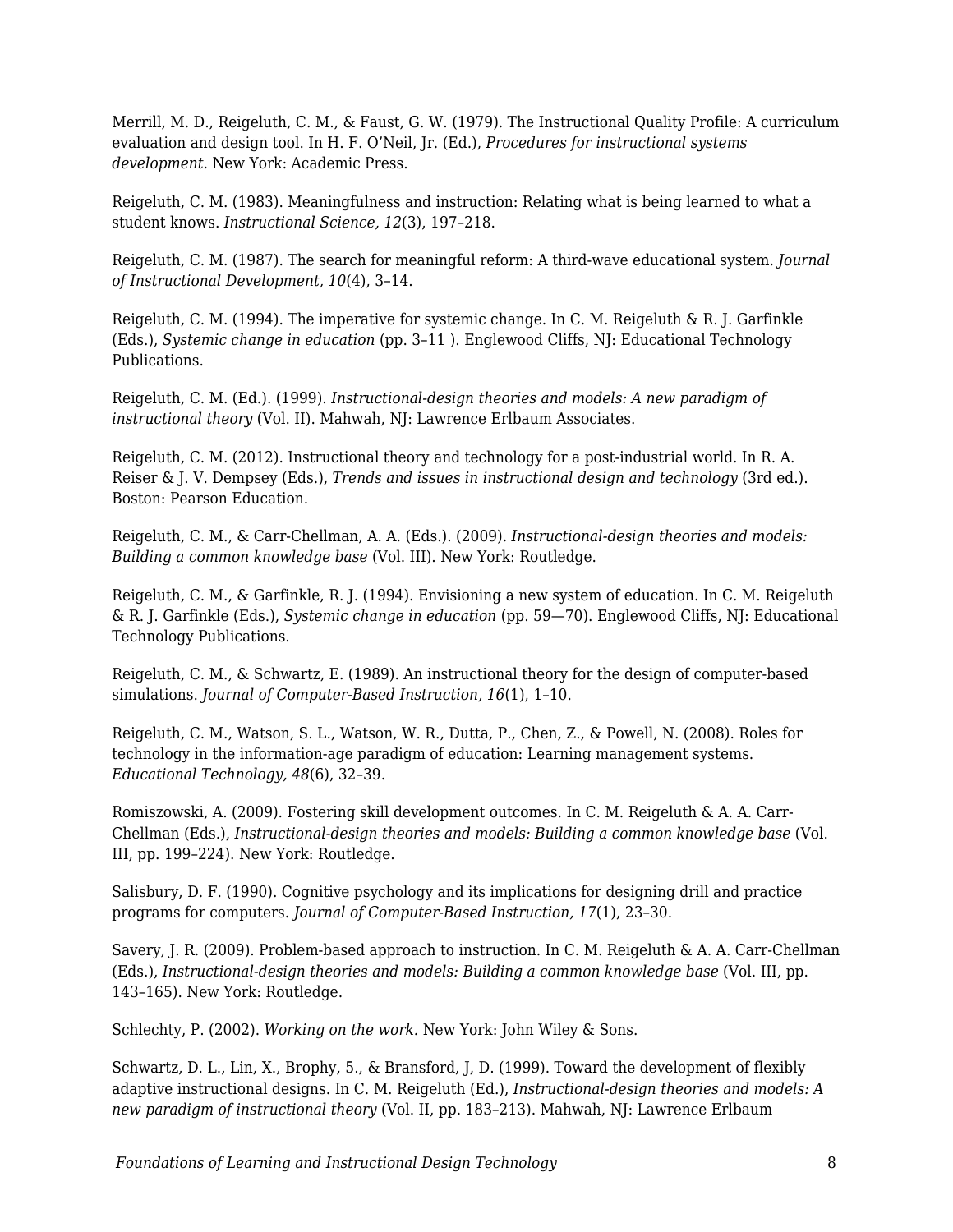Merrill, M. D., Reigeluth, C. M., & Faust, G. W. (1979). The Instructional Quality Profile: A curriculum evaluation and design tool. In H. F. O'Neil, Jr. (Ed.), *Procedures for instructional systems development*. New York: Academic Press.

Reigeluth, C. M. (1983). Meaningfulness and instruction: Relating what is being learned to what a student knows. *Instructional Science, 12*(3), 197–218.

Reigeluth, C. M. (1987). The search for meaningful reform: A third-wave educational system. *Journal of Instructional Development, 10*(4), 3–14.

Reigeluth, C. M. (1994). The imperative for systemic change. In C. M. Reigeluth & R. J. Garfinkle (Eds.), *Systemic change in education* (pp. 3–11 ). Englewood Cliffs, NJ: Educational Technology Publications.

Reigeluth, C. M. (Ed.). (1999). *Instructional-design theories and models: A new paradigm of instructional theory* (Vol. II). Mahwah, NJ: Lawrence Erlbaum Associates.

Reigeluth, C. M. (2012). Instructional theory and technology for a post-industrial world. In R. A. Reiser & J. V. Dempsey (Eds.), *Trends and issues in instructional design and technology* (3rd ed.). Boston: Pearson Education.

Reigeluth, C. M., & Carr-Chellman, A. A. (Eds.). (2009). *Instructional-design theories and models: Building a common knowledge base* (Vol. III). New York: Routledge.

Reigeluth, C. M., & Garfinkle, R. J. (1994). Envisioning a new system of education. In C. M. Reigeluth & R. J. Garfinkle (Eds.), *Systemic change in education* (pp. 59—70). Englewood Cliffs, NJ: Educational Technology Publications.

Reigeluth, C. M., & Schwartz, E. (1989). An instructional theory for the design of computer-based simulations. *Journal of Computer-Based Instruction, 16*(1), 1–10.

Reigeluth, C. M., Watson, S. L., Watson, W. R., Dutta, P., Chen, Z., & Powell, N. (2008). Roles for technology in the information-age paradigm of education: Learning management systems. *Educational Technology, 48*(6), 32–39.

Romiszowski, A. (2009). Fostering skill development outcomes. In C. M. Reigeluth & A. A. Carr-Chellman (Eds.), *Instructional-design theories and models: Building a common knowledge base* (Vol. III, pp. 199–224). New York: Routledge.

Salisbury, D. F. (1990). Cognitive psychology and its implications for designing drill and practice programs for computers. *Journal of Computer-Based Instruction, 17*(1), 23–30.

Savery, J. R. (2009). Problem-based approach to instruction. In C. M. Reigeluth & A. A. Carr-Chellman (Eds.), *Instructional-design theories and models: Building a common knowledge base* (Vol. III, pp. 143–165). New York: Routledge.

Schlechty, P. (2002). *Working on the work*. New York: John Wiley & Sons.

Schwartz, D. L., Lin, X., Brophy, 5., & Bransford, J, D. (1999). Toward the development of flexibly adaptive instructional designs. In C. M. Reigeluth (Ed.), *Instructional-design theories and models: A new paradigm of instructional theory* (Vol. II, pp. 183–213). Mahwah, NJ: Lawrence Erlbaum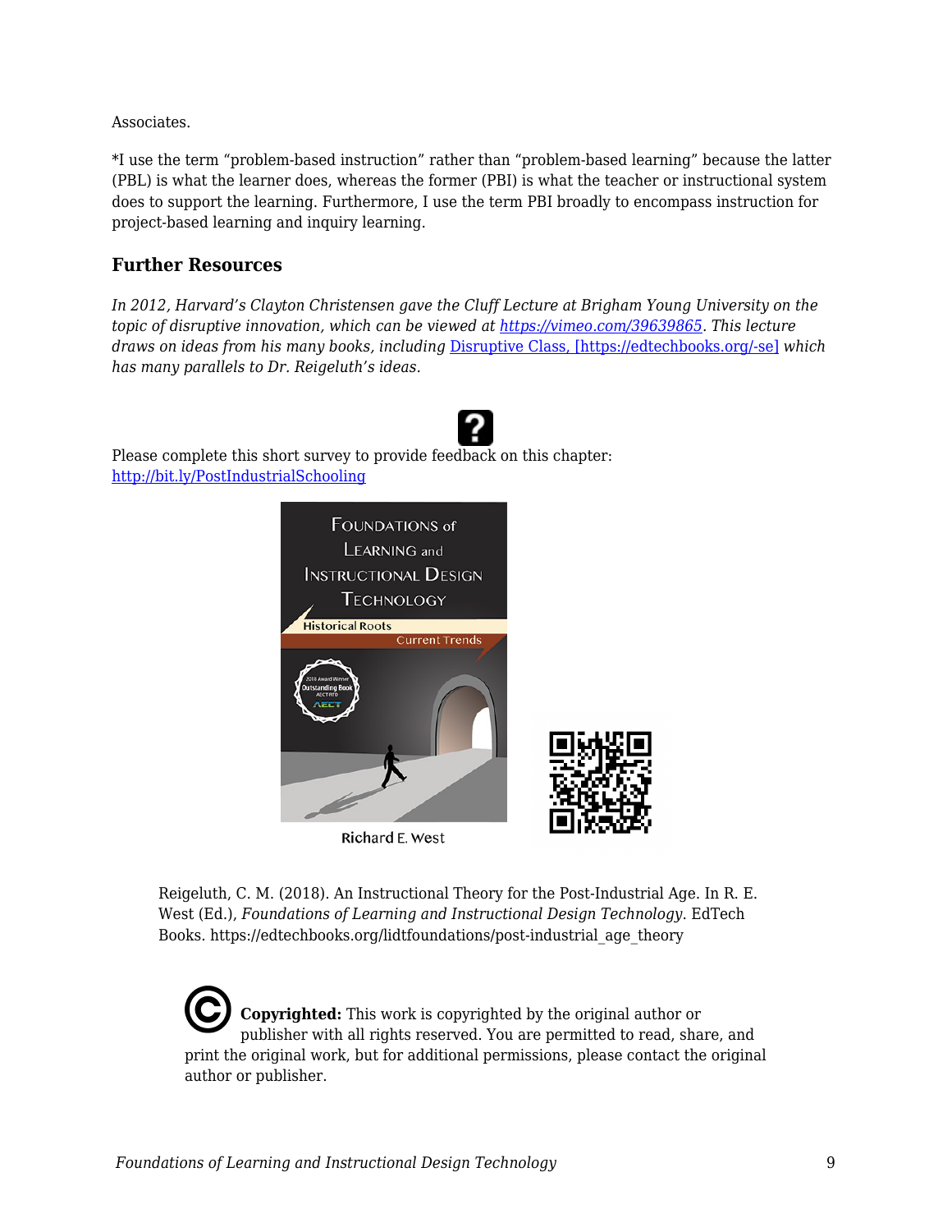Associates.

*I use the term “problem-based instruction” rather than “problem-based learning” because the latter (PBL) is what the learner does, whereas the former (PBI) is what the teacher or instructional system does to support the learning. Furthermore, I use the term PBI broadly to encompass instruction for project-based learning and inquiry learning.

### Further Resources

*In 2012, Harvard’s Clayton Christensen gave the Cluff Lecture at Brigham Young University on the topic of disruptive innovation, which can be viewed at [https://vimeo.com/39639865](https://vimeo.com/39639865). This lecture draws on ideas from his many books, including* [Disruptive Class, [https://edtechbooks.org/-se]](https://edtechbooks.org/-se) *which has many parallels to Dr. Reigeluth’s ideas.*

Please complete this short survey to provide feedback on this chapter: [http://bit.ly/PostIndustrialSchooling](http://bit.ly/PostIndustrialSchooling)

Reigeluth, C. M. (2018). An Instructional Theory for the Post-Industrial Age. In R. E. West (Ed.), *Foundations of Learning and Instructional Design Technology*. EdTech Books. https://edtechbooks.org/lidtfoundations/post-industrial_age_theory

**Copyrighted:** This work is copyrighted by the original author or publisher with all rights reserved. You are permitted to read, share, and print the original work, but for additional permissions, please contact the original author or publisher.